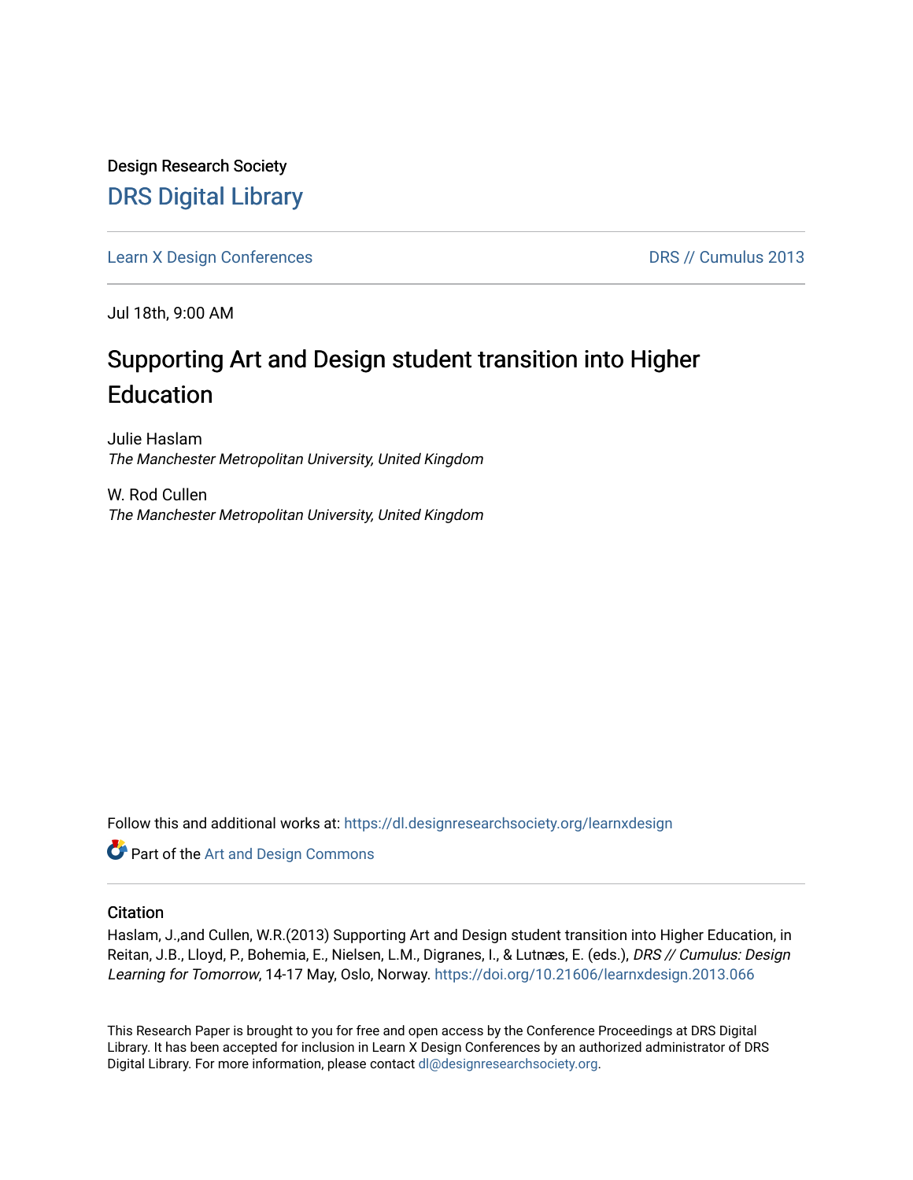Design Research Society

# DRS Digital Library

Learn X Design Conferences

DRS // Cumulus 2013

Jul 18th, 9:00 AM

## Supporting Art and Design student transition into Higher Education

Julie Haslam
*The Manchester Metropolitan University, United Kingdom*

W. Rod Cullen
*The Manchester Metropolitan University, United Kingdom*

Follow this and additional works at: https://dl.designresearchsociety.org/learnxdesign

Part of the Art and Design Commons

### Citation

Haslam, J.,and Cullen, W.R.(2013) Supporting Art and Design student transition into Higher Education, in Reitan, J.B., Lloyd, P., Bohemia, E., Nielsen, L.M., Digranes, I., & Lutnæs, E. (eds.), *DRS // Cumulus: Design Learning for Tomorrow*, 14-17 May, Oslo, Norway. https://doi.org/10.21606/learnxdesign.2013.066

This Research Paper is brought to you for free and open access by the Conference Proceedings at DRS Digital Library. It has been accepted for inclusion in Learn X Design Conferences by an authorized administrator of DRS Digital Library. For more information, please contact dl@designresearchsociety.org.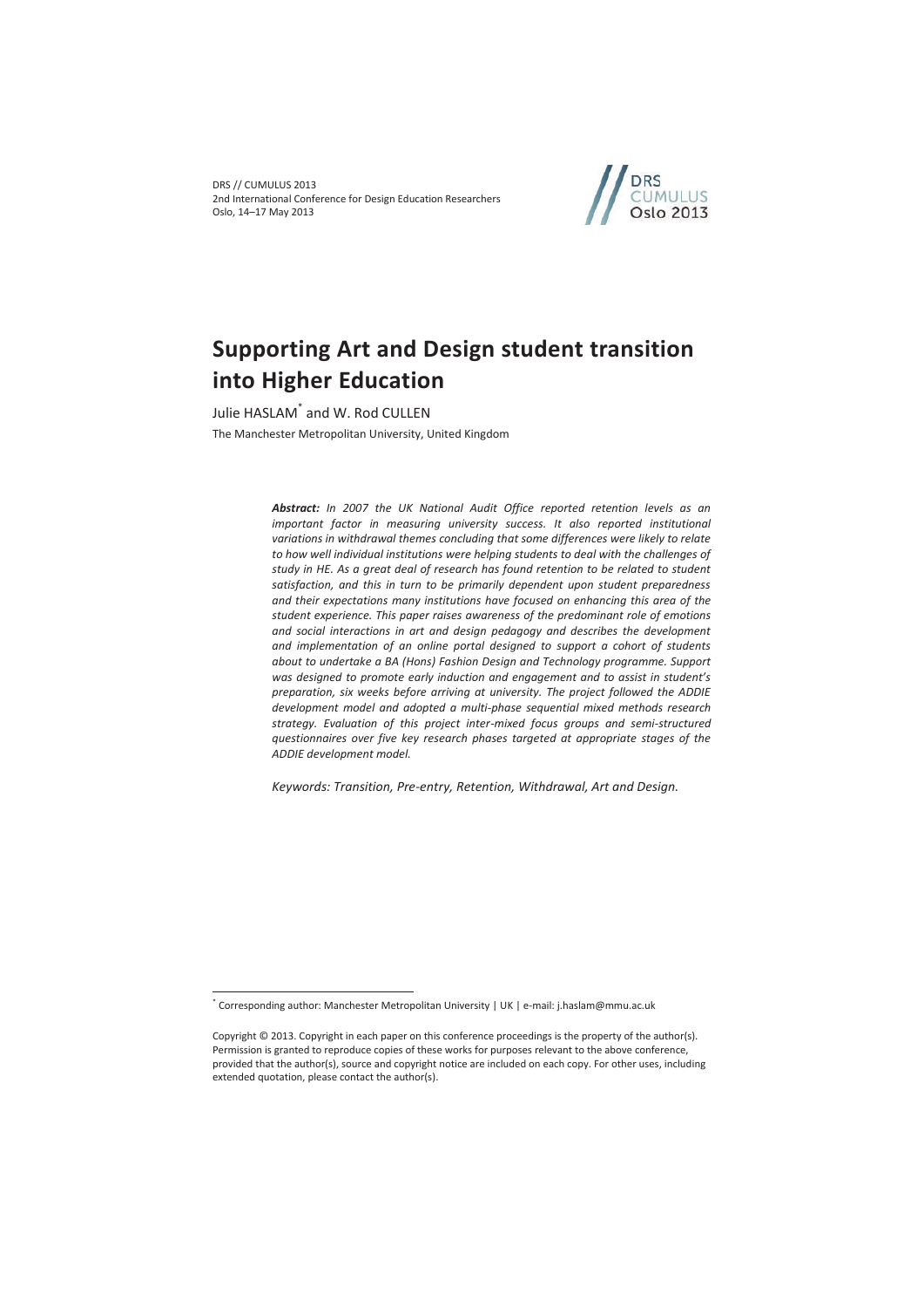# Supporting Art and Design student transition into Higher Education

Julie HASLAM[*] and W. Rod CULLEN

The Manchester Metropolitan University, United Kingdom

***Abstract:*** *In 2007 the UK National Audit Office reported retention levels as an important factor in measuring university success. It also reported institutional variations in withdrawal themes concluding that some differences were likely to relate to how well individual institutions were helping students to deal with the challenges of study in HE. As a great deal of research has found retention to be related to student satisfaction, and this in turn to be primarily dependent upon student preparedness and their expectations many institutions have focused on enhancing this area of the student experience. This paper raises awareness of the predominant role of emotions and social interactions in art and design pedagogy and describes the development and implementation of an online portal designed to support a cohort of students about to undertake a BA (Hons) Fashion Design and Technology programme. Support was designed to promote early induction and engagement and to assist in student's preparation, six weeks before arriving at university. The project followed the ADDIE development model and adopted a multi-phase sequential mixed methods research strategy. Evaluation of this project inter-mixed focus groups and semi-structured questionnaires over five key research phases targeted at appropriate stages of the ADDIE development model.*

*Keywords: Transition, Pre-entry, Retention, Withdrawal, Art and Design.*

[*] Corresponding author: Manchester Metropolitan University | UK | e-mail: j.haslam@mmu.ac.uk

Copyright © 2013. Copyright in each paper on this conference proceedings is the property of the author(s). Permission is granted to reproduce copies of these works for purposes relevant to the above conference, provided that the author(s), source and copyright notice are included on each copy. For other uses, including extended quotation, please contact the author(s).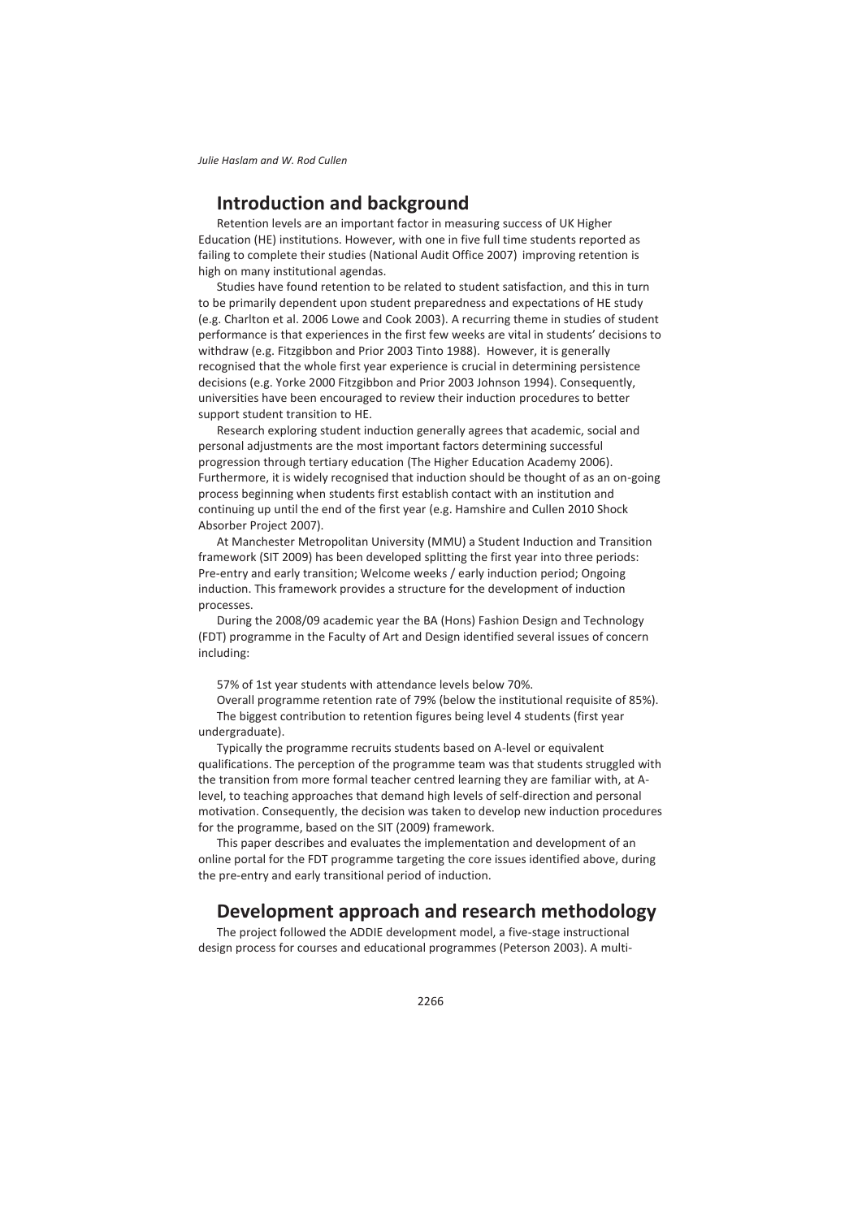## Introduction and background

Retention levels are an important factor in measuring success of UK Higher Education (HE) institutions. However, with one in five full time students reported as failing to complete their studies (National Audit Office 2007) improving retention is high on many institutional agendas.

Studies have found retention to be related to student satisfaction, and this in turn to be primarily dependent upon student preparedness and expectations of HE study (e.g. Charlton et al. 2006 Lowe and Cook 2003). A recurring theme in studies of student performance is that experiences in the first few weeks are vital in students' decisions to withdraw (e.g. Fitzgibbon and Prior 2003 Tinto 1988). However, it is generally recognised that the whole first year experience is crucial in determining persistence decisions (e.g. Yorke 2000 Fitzgibbon and Prior 2003 Johnson 1994). Consequently, universities have been encouraged to review their induction procedures to better support student transition to HE.

Research exploring student induction generally agrees that academic, social and personal adjustments are the most important factors determining successful progression through tertiary education (The Higher Education Academy 2006). Furthermore, it is widely recognised that induction should be thought of as an on-going process beginning when students first establish contact with an institution and continuing up until the end of the first year (e.g. Hamshire and Cullen 2010 Shock Absorber Project 2007).

At Manchester Metropolitan University (MMU) a Student Induction and Transition framework (SIT 2009) has been developed splitting the first year into three periods: Pre-entry and early transition; Welcome weeks / early induction period; Ongoing induction. This framework provides a structure for the development of induction processes.

During the 2008/09 academic year the BA (Hons) Fashion Design and Technology (FDT) programme in the Faculty of Art and Design identified several issues of concern including:

57% of 1st year students with attendance levels below 70%.

Overall programme retention rate of 79% (below the institutional requisite of 85%).

The biggest contribution to retention figures being level 4 students (first year undergraduate).

Typically the programme recruits students based on A-level or equivalent qualifications. The perception of the programme team was that students struggled with the transition from more formal teacher centred learning they are familiar with, at A-level, to teaching approaches that demand high levels of self-direction and personal motivation. Consequently, the decision was taken to develop new induction procedures for the programme, based on the SIT (2009) framework.

This paper describes and evaluates the implementation and development of an online portal for the FDT programme targeting the core issues identified above, during the pre-entry and early transitional period of induction.

## Development approach and research methodology

The project followed the ADDIE development model, a five-stage instructional design process for courses and educational programmes (Peterson 2003). A multi-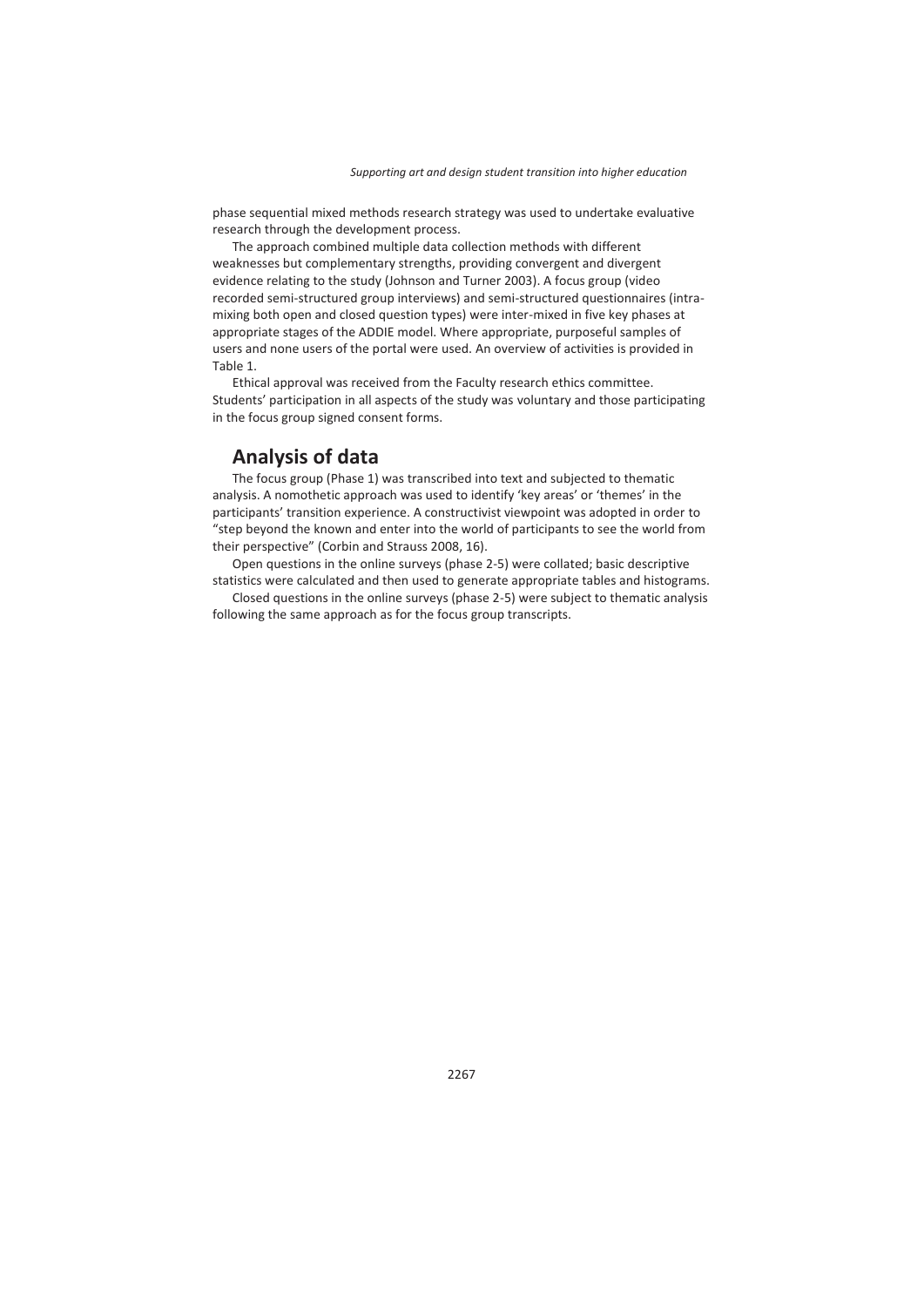phase sequential mixed methods research strategy was used to undertake evaluative research through the development process.

The approach combined multiple data collection methods with different weaknesses but complementary strengths, providing convergent and divergent evidence relating to the study (Johnson and Turner 2003). A focus group (video recorded semi-structured group interviews) and semi-structured questionnaires (intra-mixing both open and closed question types) were inter-mixed in five key phases at appropriate stages of the ADDIE model. Where appropriate, purposeful samples of users and none users of the portal were used. An overview of activities is provided in Table 1.

Ethical approval was received from the Faculty research ethics committee. Students' participation in all aspects of the study was voluntary and those participating in the focus group signed consent forms.

## Analysis of data

The focus group (Phase 1) was transcribed into text and subjected to thematic analysis. A nomothetic approach was used to identify 'key areas' or 'themes' in the participants' transition experience. A constructivist viewpoint was adopted in order to "step beyond the known and enter into the world of participants to see the world from their perspective" (Corbin and Strauss 2008, 16).

Open questions in the online surveys (phase 2-5) were collated; basic descriptive statistics were calculated and then used to generate appropriate tables and histograms.

Closed questions in the online surveys (phase 2-5) were subject to thematic analysis following the same approach as for the focus group transcripts.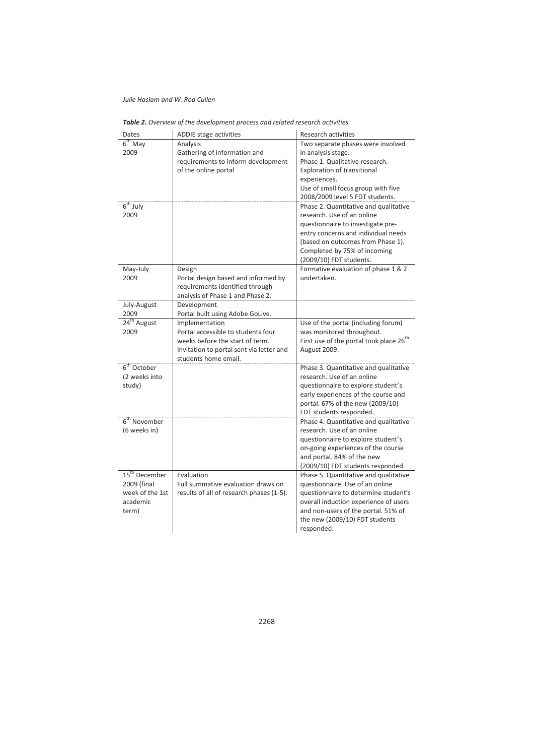***Table 2.*** *Overview of the development process and related research activities*

| Dates | ADDIE stage activities | Research activities |
|---|---|---|
| 6th May 2009 | Analysis<br>Gathering of information and requirements to inform development of the online portal | Two separate phases were involved in analysis stage.<br>Phase 1. Qualitative research. Exploration of transitional experiences.<br>Use of small focus group with five 2008/2009 level 5 FDT students. |
| 6th July 2009 | | Phase 2. Quantitative and qualitative research. Use of an online questionnaire to investigate pre-entry concerns and individual needs (based on outcomes from Phase 1). Completed by 75% of incoming (2009/10) FDT students. |
| May-July 2009 | Design<br>Portal design based and informed by requirements identified through analysis of Phase 1 and Phase 2. | Formative evaluation of phase 1 & 2 undertaken. |
| July-August 2009 | Development<br>Portal built using Adobe GoLive. | |
| 24th August 2009 | Implementation<br>Portal accessible to students four weeks before the start of term.<br>Invitation to portal sent via letter and students home email. | Use of the portal (including forum) was monitored throughout.<br>First use of the portal took place 26th August 2009. |
| 6th October (2 weeks into study) | | Phase 3. Quantitative and qualitative research. Use of an online questionnaire to explore student's early experiences of the course and portal. 67% of the new (2009/10) FDT students responded. |
| 6th November (6 weeks in) | | Phase 4. Quantitative and qualitative research. Use of an online questionnaire to explore student's on-going experiences of the course and portal. 84% of the new (2009/10) FDT students responded. |
| 15th December 2009 (final week of the 1st academic term) | Evaluation<br>Full summative evaluation draws on results of all of research phases (1-5). | Phase 5. Quantitative and qualitative questionnaire. Use of an online questionnaire to determine student's overall induction experience of users and non-users of the portal. 51% of the new (2009/10) FDT students responded. |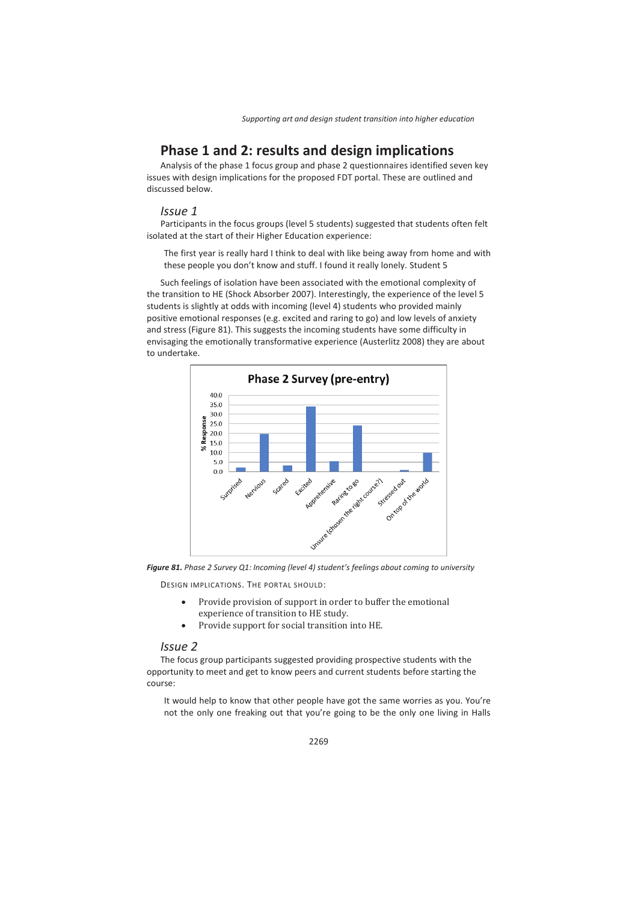## Phase 1 and 2: results and design implications

Analysis of the phase 1 focus group and phase 2 questionnaires identified seven key issues with design implications for the proposed FDT portal. These are outlined and discussed below.

### *Issue 1*

Participants in the focus groups (level 5 students) suggested that students often felt isolated at the start of their Higher Education experience:

> The first year is really hard I think to deal with like being away from home and with these people you don't know and stuff. I found it really lonely. Student 5

Such feelings of isolation have been associated with the emotional complexity of the transition to HE (Shock Absorber 2007). Interestingly, the experience of the level 5 students is slightly at odds with incoming (level 4) students who provided mainly positive emotional responses (e.g. excited and raring to go) and low levels of anxiety and stress (Figure 81). This suggests the incoming students have some difficulty in envisaging the emotionally transformative experience (Austerlitz 2008) they are about to undertake.

***Figure 81.*** *Phase 2 Survey Q1: Incoming (level 4) student's feelings about coming to university*

DESIGN IMPLICATIONS. THE PORTAL SHOULD:

- Provide provision of support in order to buffer the emotional experience of transition to HE study.
- Provide support for social transition into HE.

### *Issue 2*

The focus group participants suggested providing prospective students with the opportunity to meet and get to know peers and current students before starting the course:

> It would help to know that other people have got the same worries as you. You're not the only one freaking out that you're going to be the only one living in Halls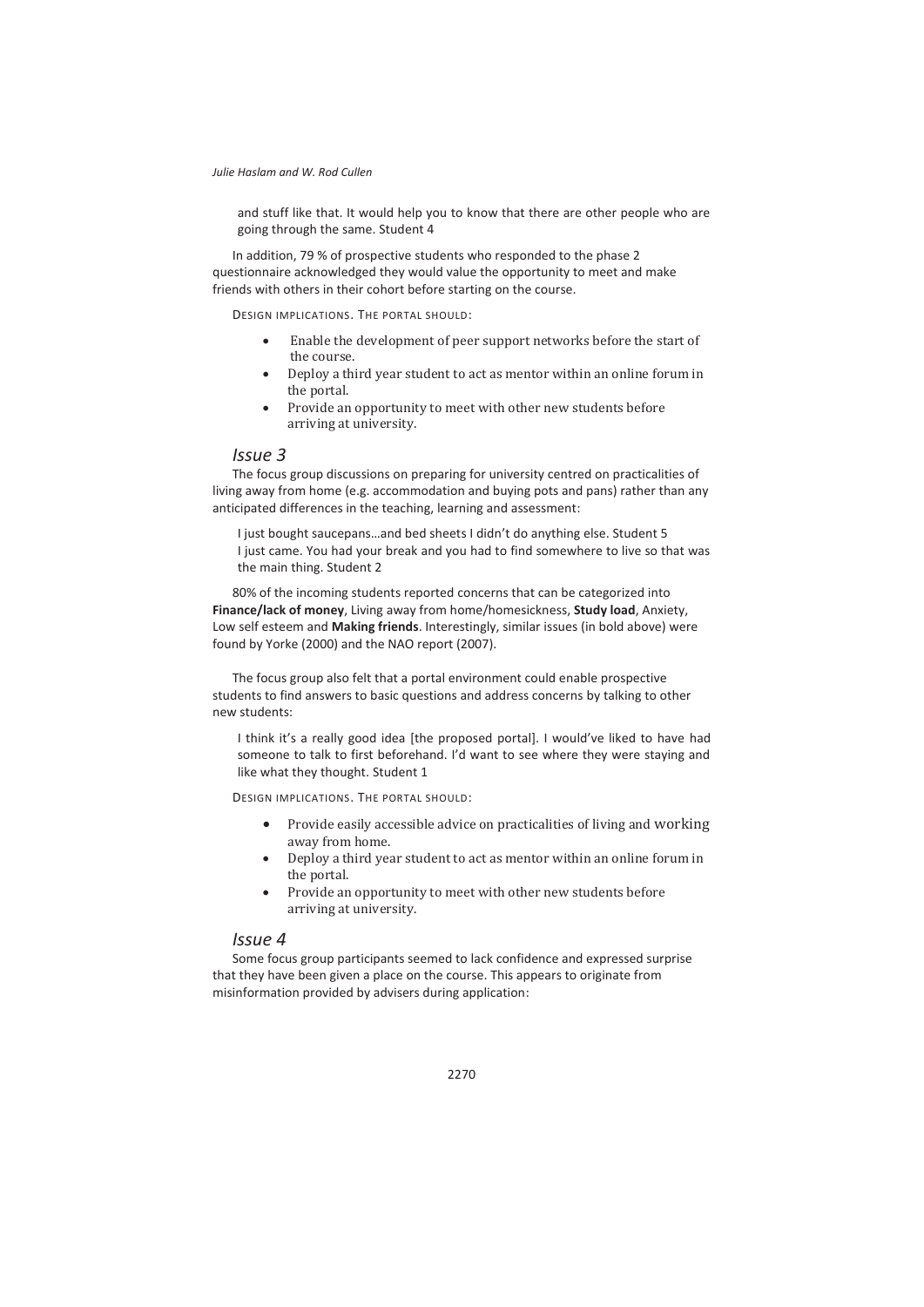and stuff like that. It would help you to know that there are other people who are going through the same. Student 4

In addition, 79 % of prospective students who responded to the phase 2 questionnaire acknowledged they would value the opportunity to meet and make friends with others in their cohort before starting on the course.

DESIGN IMPLICATIONS. THE PORTAL SHOULD:

- Enable the development of peer support networks before the start of the course.
- Deploy a third year student to act as mentor within an online forum in the portal.
- Provide an opportunity to meet with other new students before arriving at university.

### *Issue 3*

The focus group discussions on preparing for university centred on practicalities of living away from home (e.g. accommodation and buying pots and pans) rather than any anticipated differences in the teaching, learning and assessment:

> I just bought saucepans…and bed sheets I didn't do anything else. Student 5
> I just came. You had your break and you had to find somewhere to live so that was the main thing. Student 2

80% of the incoming students reported concerns that can be categorized into **Finance/lack of money**, Living away from home/homesickness, **Study load**, Anxiety, Low self esteem and **Making friends**. Interestingly, similar issues (in bold above) were found by Yorke (2000) and the NAO report (2007).

The focus group also felt that a portal environment could enable prospective students to find answers to basic questions and address concerns by talking to other new students:

> I think it's a really good idea [the proposed portal]. I would've liked to have had someone to talk to first beforehand. I'd want to see where they were staying and like what they thought. Student 1

DESIGN IMPLICATIONS. THE PORTAL SHOULD:

- Provide easily accessible advice on practicalities of living and working away from home.
- Deploy a third year student to act as mentor within an online forum in the portal.
- Provide an opportunity to meet with other new students before arriving at university.

### *Issue 4*

Some focus group participants seemed to lack confidence and expressed surprise that they have been given a place on the course. This appears to originate from misinformation provided by advisers during application: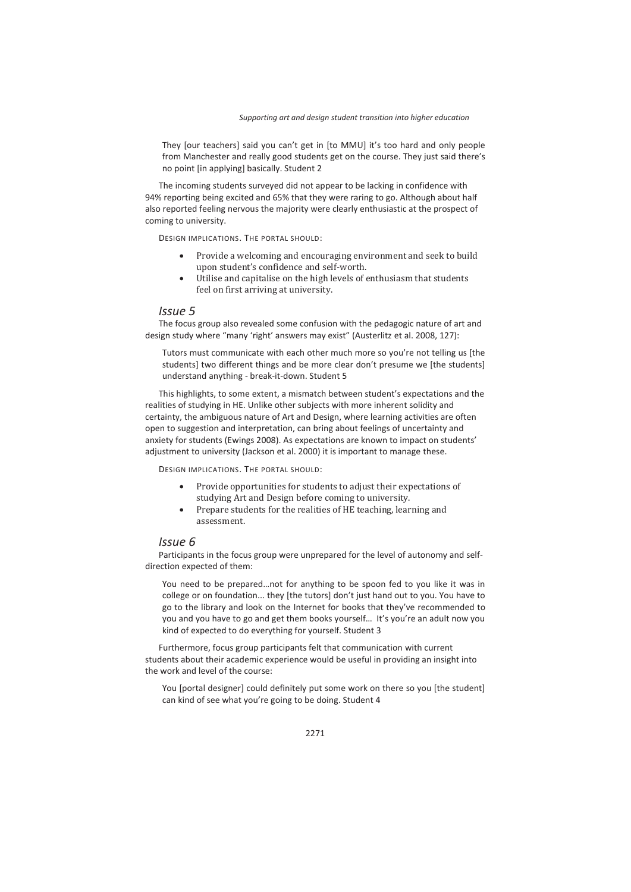> They [our teachers] said you can't get in [to MMU] it's too hard and only people from Manchester and really good students get on the course. They just said there's no point [in applying] basically. Student 2

The incoming students surveyed did not appear to be lacking in confidence with 94% reporting being excited and 65% that they were raring to go. Although about half also reported feeling nervous the majority were clearly enthusiastic at the prospect of coming to university.

DESIGN IMPLICATIONS. THE PORTAL SHOULD:

- Provide a welcoming and encouraging environment and seek to build upon student's confidence and self-worth.
- Utilise and capitalise on the high levels of enthusiasm that students feel on first arriving at university.

### *Issue 5*

The focus group also revealed some confusion with the pedagogic nature of art and design study where "many 'right' answers may exist" (Austerlitz et al. 2008, 127):

> Tutors must communicate with each other much more so you're not telling us [the students] two different things and be more clear don't presume we [the students] understand anything - break-it-down. Student 5

This highlights, to some extent, a mismatch between student's expectations and the realities of studying in HE. Unlike other subjects with more inherent solidity and certainty, the ambiguous nature of Art and Design, where learning activities are often open to suggestion and interpretation, can bring about feelings of uncertainty and anxiety for students (Ewings 2008). As expectations are known to impact on students' adjustment to university (Jackson et al. 2000) it is important to manage these.

DESIGN IMPLICATIONS. THE PORTAL SHOULD:

- Provide opportunities for students to adjust their expectations of studying Art and Design before coming to university.
- Prepare students for the realities of HE teaching, learning and assessment.

### *Issue 6*

Participants in the focus group were unprepared for the level of autonomy and self-direction expected of them:

> You need to be prepared…not for anything to be spoon fed to you like it was in college or on foundation... they [the tutors] don't just hand out to you. You have to go to the library and look on the Internet for books that they've recommended to you and you have to go and get them books yourself… It's you're an adult now you kind of expected to do everything for yourself. Student 3

Furthermore, focus group participants felt that communication with current students about their academic experience would be useful in providing an insight into the work and level of the course:

> You [portal designer] could definitely put some work on there so you [the student] can kind of see what you're going to be doing. Student 4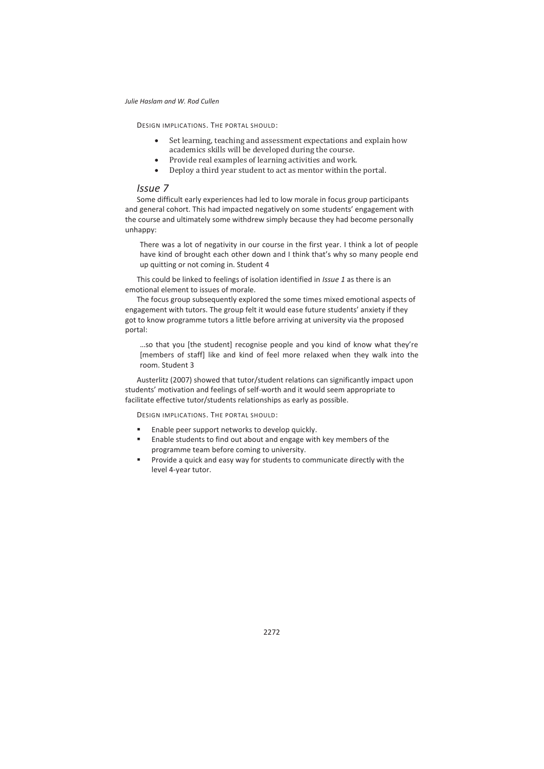DESIGN IMPLICATIONS. THE PORTAL SHOULD:

- Set learning, teaching and assessment expectations and explain how academics skills will be developed during the course.
- Provide real examples of learning activities and work.
- Deploy a third year student to act as mentor within the portal.

## *Issue 7*

Some difficult early experiences had led to low morale in focus group participants and general cohort. This had impacted negatively on some students' engagement with the course and ultimately some withdrew simply because they had become personally unhappy:

> There was a lot of negativity in our course in the first year. I think a lot of people have kind of brought each other down and I think that's why so many people end up quitting or not coming in. Student 4

This could be linked to feelings of isolation identified in *Issue 1* as there is an emotional element to issues of morale.

The focus group subsequently explored the some times mixed emotional aspects of engagement with tutors. The group felt it would ease future students' anxiety if they got to know programme tutors a little before arriving at university via the proposed portal:

> …so that you [the student] recognise people and you kind of know what they're [members of staff] like and kind of feel more relaxed when they walk into the room. Student 3

Austerlitz (2007) showed that tutor/student relations can significantly impact upon students' motivation and feelings of self-worth and it would seem appropriate to facilitate effective tutor/students relationships as early as possible.

DESIGN IMPLICATIONS. THE PORTAL SHOULD:

- Enable peer support networks to develop quickly.
- Enable students to find out about and engage with key members of the programme team before coming to university.
- Provide a quick and easy way for students to communicate directly with the level 4-year tutor.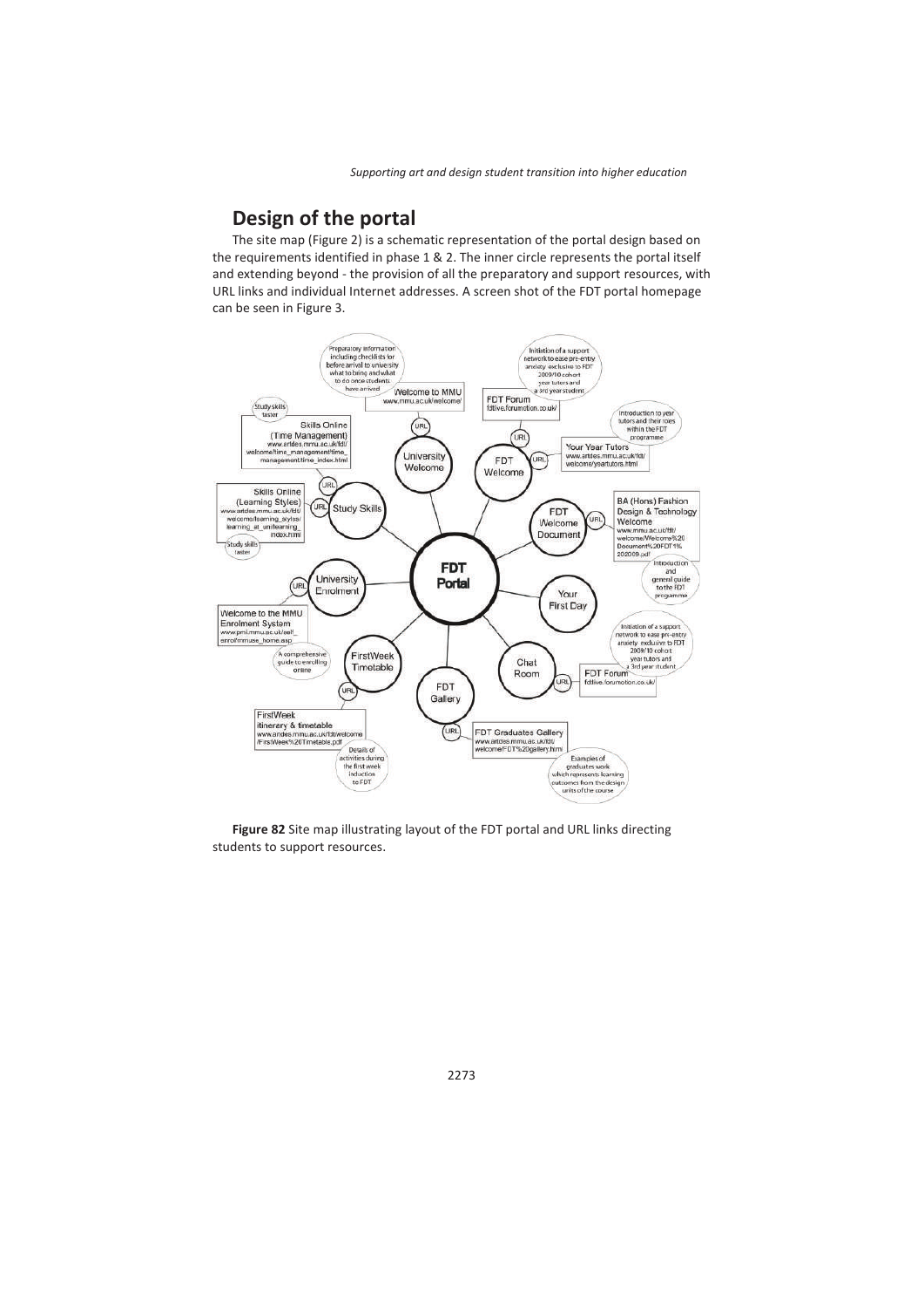## Design of the portal

The site map (Figure 2) is a schematic representation of the portal design based on the requirements identified in phase 1 & 2. The inner circle represents the portal itself and extending beyond - the provision of all the preparatory and support resources, with URL links and individual Internet addresses. A screen shot of the FDT portal homepage can be seen in Figure 3.

**Figure 82** Site map illustrating layout of the FDT portal and URL links directing students to support resources.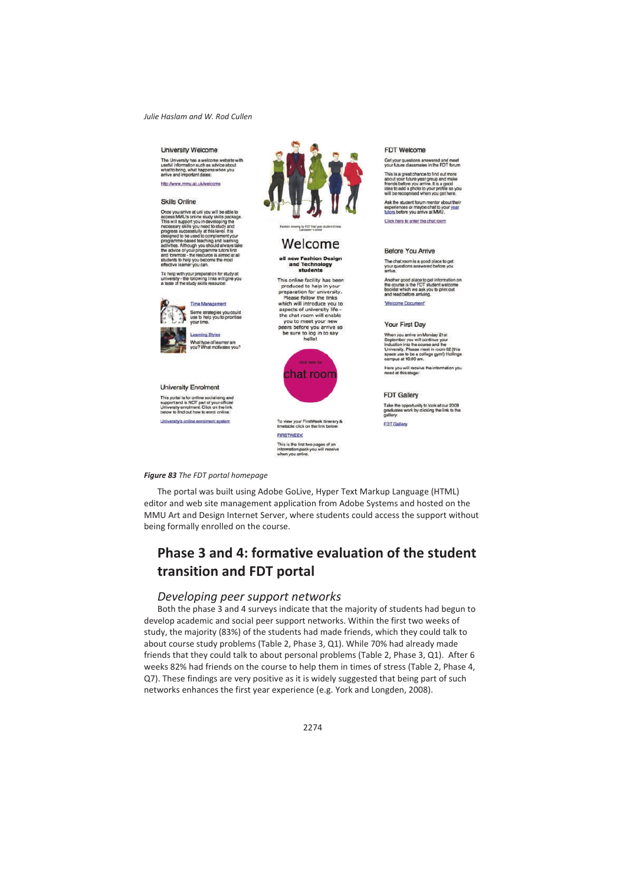*Figure 83* The FDT portal homepage

The portal was built using Adobe GoLive, Hyper Text Markup Language (HTML) editor and web site management application from Adobe Systems and hosted on the MMU Art and Design Internet Server, where students could access the support without being formally enrolled on the course.

## Phase 3 and 4: formative evaluation of the student transition and FDT portal

### *Developing peer support networks*

Both the phase 3 and 4 surveys indicate that the majority of students had begun to develop academic and social peer support networks. Within the first two weeks of study, the majority (83%) of the students had made friends, which they could talk to about course study problems (Table 2, Phase 3, Q1). While 70% had already made friends that they could talk to about personal problems (Table 2, Phase 3, Q1). After 6 weeks 82% had friends on the course to help them in times of stress (Table 2, Phase 4, Q7). These findings are very positive as it is widely suggested that being part of such networks enhances the first year experience (e.g. York and Longden, 2008).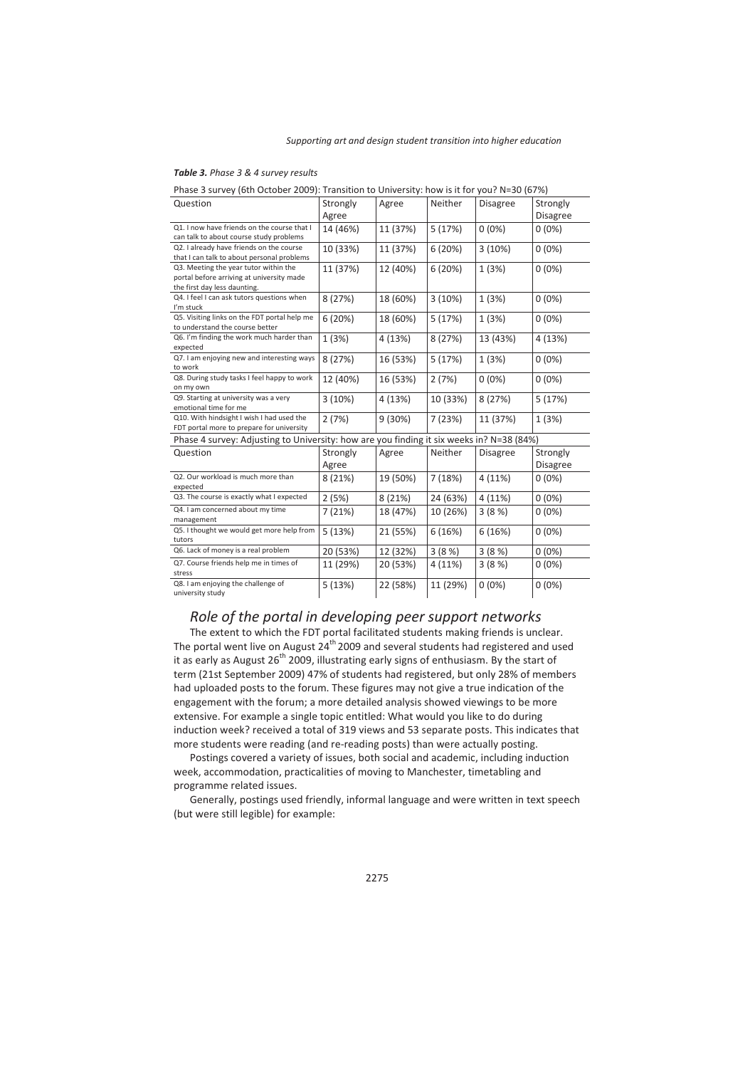***Table 3.** Phase 3 & 4 survey results*

| Phase 3 survey (6th October 2009): Transition to University: how is it for you? N=30 (67%) | | | | | |
|---|---|---|---|---|---|
| Question | Strongly Agree | Agree | Neither | Disagree | Strongly Disagree |
| Q1. I now have friends on the course that I can talk to about course study problems | 14 (46%) | 11 (37%) | 5 (17%) | 0 (0%) | 0 (0%) |
| Q2. I already have friends on the course that I can talk to about personal problems | 10 (33%) | 11 (37%) | 6 (20%) | 3 (10%) | 0 (0%) |
| Q3. Meeting the year tutor within the portal before arriving at university made the first day less daunting. | 11 (37%) | 12 (40%) | 6 (20%) | 1 (3%) | 0 (0%) |
| Q4. I feel I can ask tutors questions when I'm stuck | 8 (27%) | 18 (60%) | 3 (10%) | 1 (3%) | 0 (0%) |
| Q5. Visiting links on the FDT portal help me to understand the course better | 6 (20%) | 18 (60%) | 5 (17%) | 1 (3%) | 0 (0%) |
| Q6. I'm finding the work much harder than expected | 1 (3%) | 4 (13%) | 8 (27%) | 13 (43%) | 4 (13%) |
| Q7. I am enjoying new and interesting ways to work | 8 (27%) | 16 (53%) | 5 (17%) | 1 (3%) | 0 (0%) |
| Q8. During study tasks I feel happy to work on my own | 12 (40%) | 16 (53%) | 2 (7%) | 0 (0%) | 0 (0%) |
| Q9. Starting at university was a very emotional time for me | 3 (10%) | 4 (13%) | 10 (33%) | 8 (27%) | 5 (17%) |
| Q10. With hindsight I wish I had used the FDT portal more to prepare for university | 2 (7%) | 9 (30%) | 7 (23%) | 11 (37%) | 1 (3%) |
| **Phase 4 survey: Adjusting to University: how are you finding it six weeks in? N=38 (84%)** | | | | | |
| Question | Strongly Agree | Agree | Neither | Disagree | Strongly Disagree |
| Q2. Our workload is much more than expected | 8 (21%) | 19 (50%) | 7 (18%) | 4 (11%) | 0 (0%) |
| Q3. The course is exactly what I expected | 2 (5%) | 8 (21%) | 24 (63%) | 4 (11%) | 0 (0%) |
| Q4. I am concerned about my time management | 7 (21%) | 18 (47%) | 10 (26%) | 3 (8 %) | 0 (0%) |
| Q5. I thought we would get more help from tutors | 5 (13%) | 21 (55%) | 6 (16%) | 6 (16%) | 0 (0%) |
| Q6. Lack of money is a real problem | 20 (53%) | 12 (32%) | 3 (8 %) | 3 (8 %) | 0 (0%) |
| Q7. Course friends help me in times of stress | 11 (29%) | 20 (53%) | 4 (11%) | 3 (8 %) | 0 (0%) |
| Q8. I am enjoying the challenge of university study | 5 (13%) | 22 (58%) | 11 (29%) | 0 (0%) | 0 (0%) |

## *Role of the portal in developing peer support networks*

The extent to which the FDT portal facilitated students making friends is unclear. The portal went live on August 24th 2009 and several students had registered and used it as early as August 26th 2009, illustrating early signs of enthusiasm. By the start of term (21st September 2009) 47% of students had registered, but only 28% of members had uploaded posts to the forum. These figures may not give a true indication of the engagement with the forum; a more detailed analysis showed viewings to be more extensive. For example a single topic entitled: What would you like to do during induction week? received a total of 319 views and 53 separate posts. This indicates that more students were reading (and re-reading posts) than were actually posting.

Postings covered a variety of issues, both social and academic, including induction week, accommodation, practicalities of moving to Manchester, timetabling and programme related issues.

Generally, postings used friendly, informal language and were written in text speech (but were still legible) for example: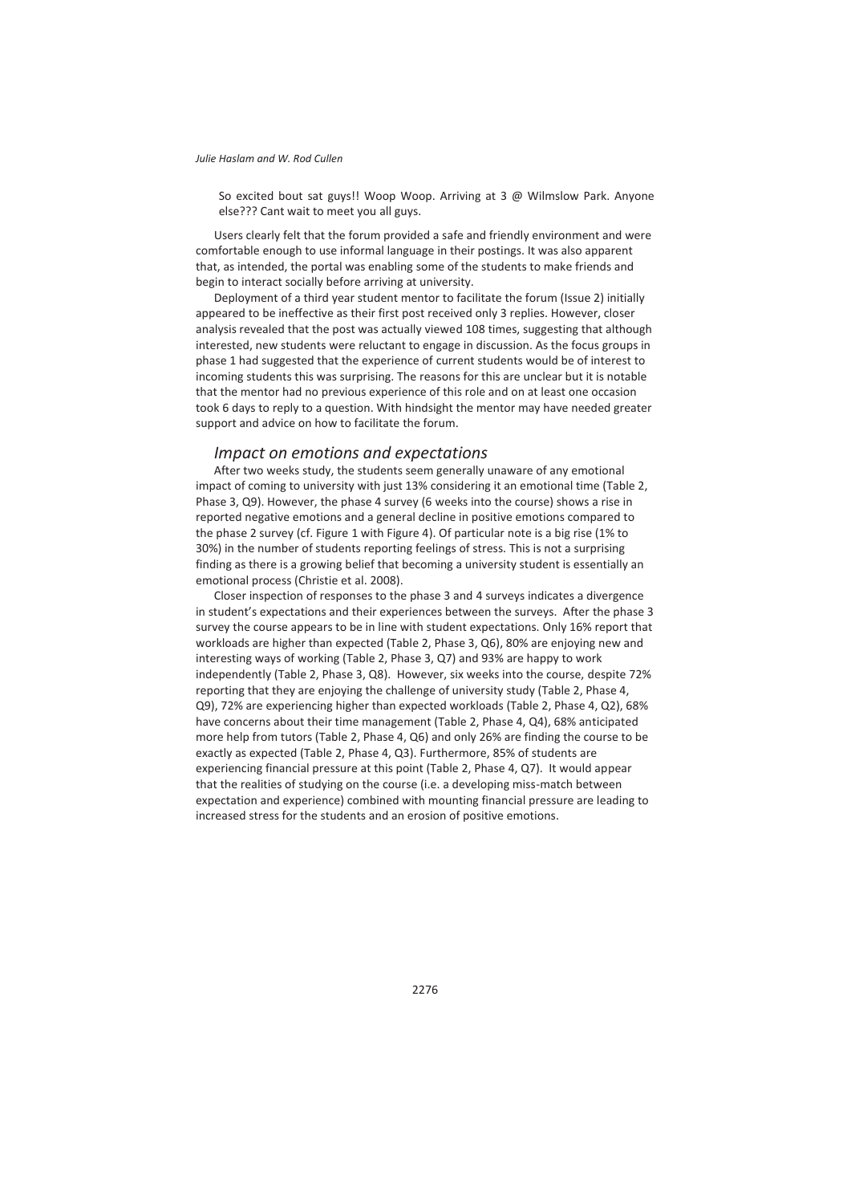> So excited bout sat guys!! Woop Woop. Arriving at 3 @ Wilmslow Park. Anyone else??? Cant wait to meet you all guys.

Users clearly felt that the forum provided a safe and friendly environment and were comfortable enough to use informal language in their postings. It was also apparent that, as intended, the portal was enabling some of the students to make friends and begin to interact socially before arriving at university.

Deployment of a third year student mentor to facilitate the forum (Issue 2) initially appeared to be ineffective as their first post received only 3 replies. However, closer analysis revealed that the post was actually viewed 108 times, suggesting that although interested, new students were reluctant to engage in discussion. As the focus groups in phase 1 had suggested that the experience of current students would be of interest to incoming students this was surprising. The reasons for this are unclear but it is notable that the mentor had no previous experience of this role and on at least one occasion took 6 days to reply to a question. With hindsight the mentor may have needed greater support and advice on how to facilitate the forum.

## *Impact on emotions and expectations*

After two weeks study, the students seem generally unaware of any emotional impact of coming to university with just 13% considering it an emotional time (Table 2, Phase 3, Q9). However, the phase 4 survey (6 weeks into the course) shows a rise in reported negative emotions and a general decline in positive emotions compared to the phase 2 survey (cf. Figure 1 with Figure 4). Of particular note is a big rise (1% to 30%) in the number of students reporting feelings of stress. This is not a surprising finding as there is a growing belief that becoming a university student is essentially an emotional process (Christie et al. 2008).

Closer inspection of responses to the phase 3 and 4 surveys indicates a divergence in student's expectations and their experiences between the surveys. After the phase 3 survey the course appears to be in line with student expectations. Only 16% report that workloads are higher than expected (Table 2, Phase 3, Q6), 80% are enjoying new and interesting ways of working (Table 2, Phase 3, Q7) and 93% are happy to work independently (Table 2, Phase 3, Q8). However, six weeks into the course, despite 72% reporting that they are enjoying the challenge of university study (Table 2, Phase 4, Q9), 72% are experiencing higher than expected workloads (Table 2, Phase 4, Q2), 68% have concerns about their time management (Table 2, Phase 4, Q4), 68% anticipated more help from tutors (Table 2, Phase 4, Q6) and only 26% are finding the course to be exactly as expected (Table 2, Phase 4, Q3). Furthermore, 85% of students are experiencing financial pressure at this point (Table 2, Phase 4, Q7). It would appear that the realities of studying on the course (i.e. a developing miss-match between expectation and experience) combined with mounting financial pressure are leading to increased stress for the students and an erosion of positive emotions.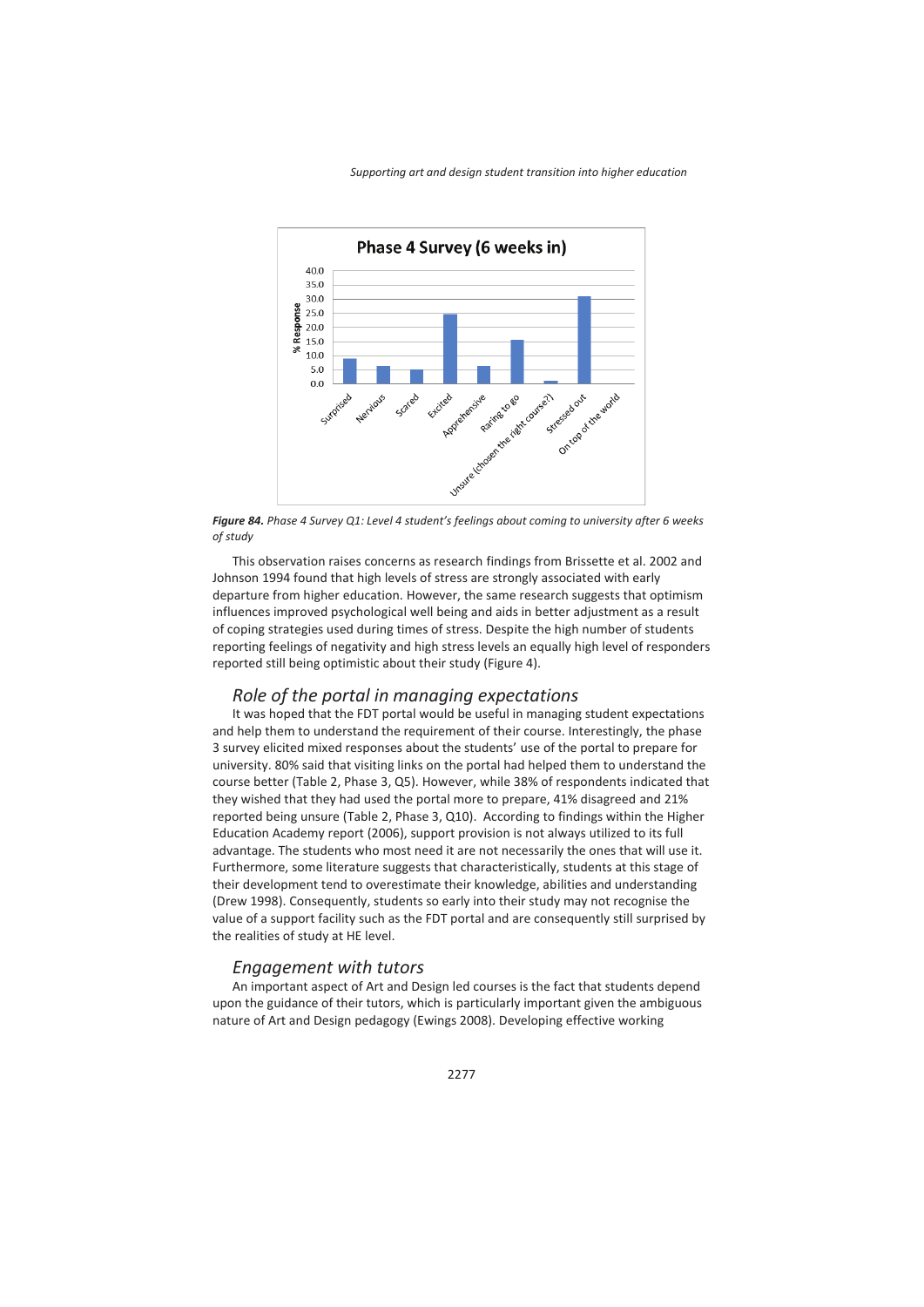*Figure 84. Phase 4 Survey Q1: Level 4 student's feelings about coming to university after 6 weeks of study*

This observation raises concerns as research findings from Brissette et al. 2002 and Johnson 1994 found that high levels of stress are strongly associated with early departure from higher education. However, the same research suggests that optimism influences improved psychological well being and aids in better adjustment as a result of coping strategies used during times of stress. Despite the high number of students reporting feelings of negativity and high stress levels an equally high level of responders reported still being optimistic about their study (Figure 4).

## Role of the portal in managing expectations

It was hoped that the FDT portal would be useful in managing student expectations and help them to understand the requirement of their course. Interestingly, the phase 3 survey elicited mixed responses about the students' use of the portal to prepare for university. 80% said that visiting links on the portal had helped them to understand the course better (Table 2, Phase 3, Q5). However, while 38% of respondents indicated that they wished that they had used the portal more to prepare, 41% disagreed and 21% reported being unsure (Table 2, Phase 3, Q10). According to findings within the Higher Education Academy report (2006), support provision is not always utilized to its full advantage. The students who most need it are not necessarily the ones that will use it. Furthermore, some literature suggests that characteristically, students at this stage of their development tend to overestimate their knowledge, abilities and understanding (Drew 1998). Consequently, students so early into their study may not recognise the value of a support facility such as the FDT portal and are consequently still surprised by the realities of study at HE level.

## Engagement with tutors

An important aspect of Art and Design led courses is the fact that students depend upon the guidance of their tutors, which is particularly important given the ambiguous nature of Art and Design pedagogy (Ewings 2008). Developing effective working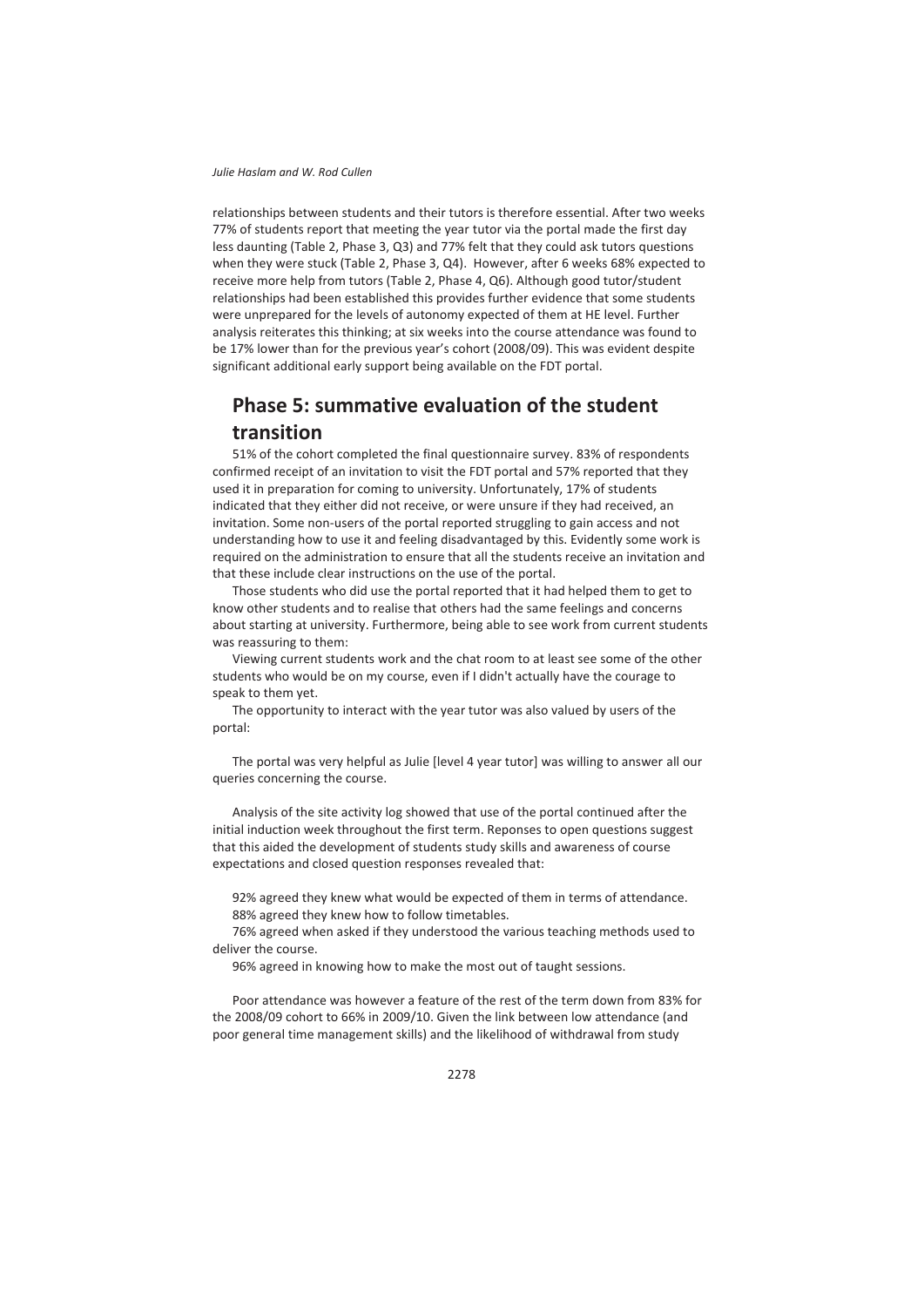relationships between students and their tutors is therefore essential. After two weeks 77% of students report that meeting the year tutor via the portal made the first day less daunting (Table 2, Phase 3, Q3) and 77% felt that they could ask tutors questions when they were stuck (Table 2, Phase 3, Q4). However, after 6 weeks 68% expected to receive more help from tutors (Table 2, Phase 4, Q6). Although good tutor/student relationships had been established this provides further evidence that some students were unprepared for the levels of autonomy expected of them at HE level. Further analysis reiterates this thinking; at six weeks into the course attendance was found to be 17% lower than for the previous year's cohort (2008/09). This was evident despite significant additional early support being available on the FDT portal.

## Phase 5: summative evaluation of the student transition

51% of the cohort completed the final questionnaire survey. 83% of respondents confirmed receipt of an invitation to visit the FDT portal and 57% reported that they used it in preparation for coming to university. Unfortunately, 17% of students indicated that they either did not receive, or were unsure if they had received, an invitation. Some non-users of the portal reported struggling to gain access and not understanding how to use it and feeling disadvantaged by this. Evidently some work is required on the administration to ensure that all the students receive an invitation and that these include clear instructions on the use of the portal.

Those students who did use the portal reported that it had helped them to get to know other students and to realise that others had the same feelings and concerns about starting at university. Furthermore, being able to see work from current students was reassuring to them:

Viewing current students work and the chat room to at least see some of the other students who would be on my course, even if I didn't actually have the courage to speak to them yet.

The opportunity to interact with the year tutor was also valued by users of the portal:

The portal was very helpful as Julie [level 4 year tutor] was willing to answer all our queries concerning the course.

Analysis of the site activity log showed that use of the portal continued after the initial induction week throughout the first term. Reponses to open questions suggest that this aided the development of students study skills and awareness of course expectations and closed question responses revealed that:

92% agreed they knew what would be expected of them in terms of attendance.

88% agreed they knew how to follow timetables.

76% agreed when asked if they understood the various teaching methods used to deliver the course.

96% agreed in knowing how to make the most out of taught sessions.

Poor attendance was however a feature of the rest of the term down from 83% for the 2008/09 cohort to 66% in 2009/10. Given the link between low attendance (and poor general time management skills) and the likelihood of withdrawal from study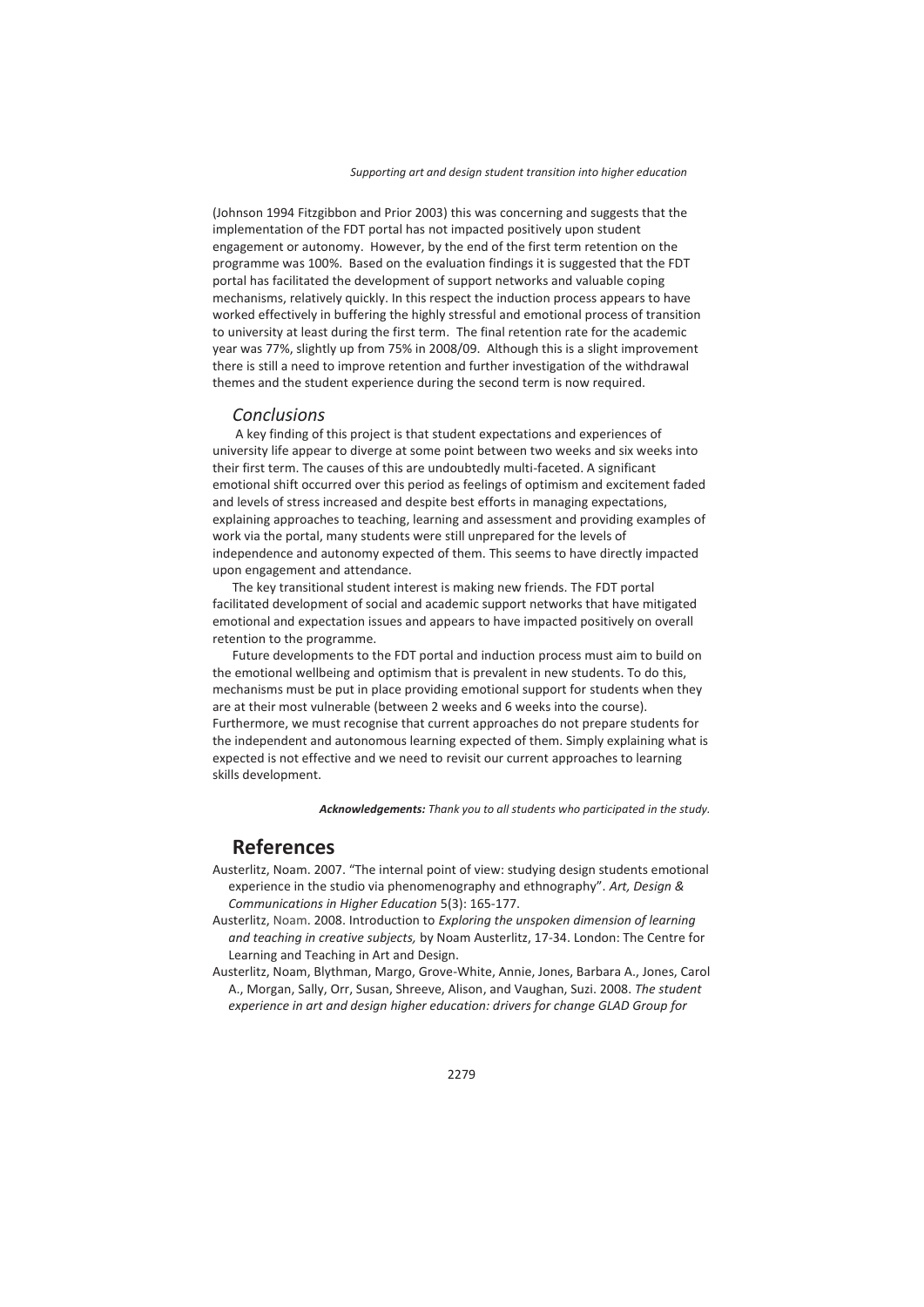(Johnson 1994 Fitzgibbon and Prior 2003) this was concerning and suggests that the implementation of the FDT portal has not impacted positively upon student engagement or autonomy. However, by the end of the first term retention on the programme was 100%. Based on the evaluation findings it is suggested that the FDT portal has facilitated the development of support networks and valuable coping mechanisms, relatively quickly. In this respect the induction process appears to have worked effectively in buffering the highly stressful and emotional process of transition to university at least during the first term. The final retention rate for the academic year was 77%, slightly up from 75% in 2008/09. Although this is a slight improvement there is still a need to improve retention and further investigation of the withdrawal themes and the student experience during the second term is now required.

## *Conclusions*

A key finding of this project is that student expectations and experiences of university life appear to diverge at some point between two weeks and six weeks into their first term. The causes of this are undoubtedly multi-faceted. A significant emotional shift occurred over this period as feelings of optimism and excitement faded and levels of stress increased and despite best efforts in managing expectations, explaining approaches to teaching, learning and assessment and providing examples of work via the portal, many students were still unprepared for the levels of independence and autonomy expected of them. This seems to have directly impacted upon engagement and attendance.

The key transitional student interest is making new friends. The FDT portal facilitated development of social and academic support networks that have mitigated emotional and expectation issues and appears to have impacted positively on overall retention to the programme.

Future developments to the FDT portal and induction process must aim to build on the emotional wellbeing and optimism that is prevalent in new students. To do this, mechanisms must be put in place providing emotional support for students when they are at their most vulnerable (between 2 weeks and 6 weeks into the course). Furthermore, we must recognise that current approaches do not prepare students for the independent and autonomous learning expected of them. Simply explaining what is expected is not effective and we need to revisit our current approaches to learning skills development.

***Acknowledgements:*** *Thank you to all students who participated in the study.*

# References

Austerlitz, Noam. 2007. "The internal point of view: studying design students emotional experience in the studio via phenomenography and ethnography". *Art, Design & Communications in Higher Education* 5(3): 165-177.

Austerlitz, Noam. 2008. Introduction to *Exploring the unspoken dimension of learning and teaching in creative subjects,* by Noam Austerlitz, 17-34. London: The Centre for Learning and Teaching in Art and Design.

Austerlitz, Noam, Blythman, Margo, Grove-White, Annie, Jones, Barbara A., Jones, Carol A., Morgan, Sally, Orr, Susan, Shreeve, Alison, and Vaughan, Suzi. 2008. *The student experience in art and design higher education: drivers for change GLAD Group for*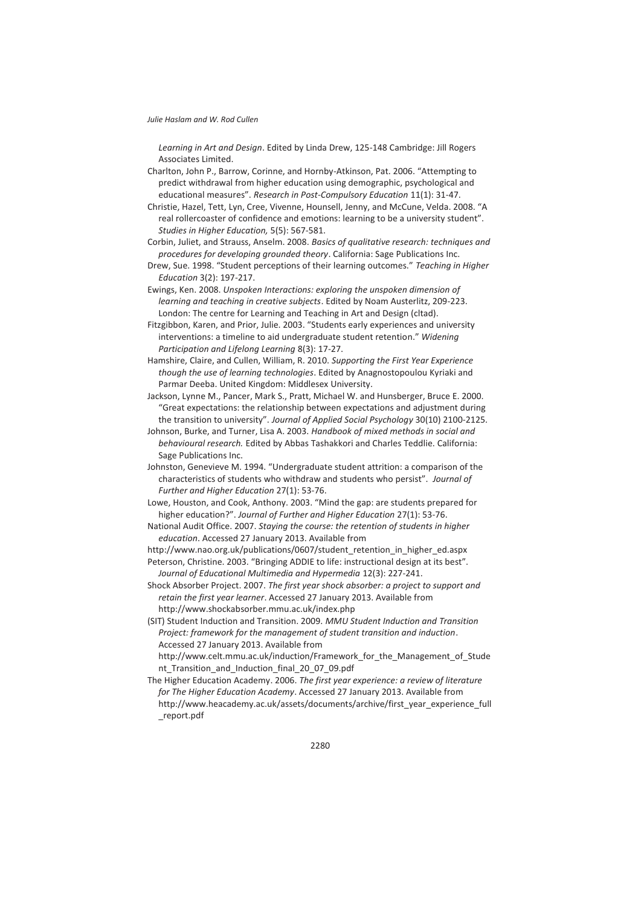*Learning in Art and Design*. Edited by Linda Drew, 125-148 Cambridge: Jill Rogers Associates Limited.

Charlton, John P., Barrow, Corinne, and Hornby-Atkinson, Pat. 2006. "Attempting to predict withdrawal from higher education using demographic, psychological and educational measures". *Research in Post-Compulsory Education* 11(1): 31-47.

Christie, Hazel, Tett, Lyn, Cree, Vivenne, Hounsell, Jenny, and McCune, Velda. 2008. "A real rollercoaster of confidence and emotions: learning to be a university student". *Studies in Higher Education,* 5(5): 567-581.

Corbin, Juliet, and Strauss, Anselm. 2008. *Basics of qualitative research: techniques and procedures for developing grounded theory*. California: Sage Publications Inc.

Drew, Sue. 1998. "Student perceptions of their learning outcomes." *Teaching in Higher Education* 3(2): 197-217.

Ewings, Ken. 2008. *Unspoken Interactions: exploring the unspoken dimension of learning and teaching in creative subjects*. Edited by Noam Austerlitz, 209-223. London: The centre for Learning and Teaching in Art and Design (cltad).

Fitzgibbon, Karen, and Prior, Julie. 2003. "Students early experiences and university interventions: a timeline to aid undergraduate student retention." *Widening Participation and Lifelong Learning* 8(3): 17-27.

Hamshire, Claire, and Cullen, William, R. 2010. *Supporting the First Year Experience though the use of learning technologies*. Edited by Anagnostopoulou Kyriaki and Parmar Deeba. United Kingdom: Middlesex University.

Jackson, Lynne M., Pancer, Mark S., Pratt, Michael W. and Hunsberger, Bruce E. 2000. "Great expectations: the relationship between expectations and adjustment during the transition to university". *Journal of Applied Social Psychology* 30(10) 2100-2125.

Johnson, Burke, and Turner, Lisa A. 2003. *Handbook of mixed methods in social and behavioural research.* Edited by Abbas Tashakkori and Charles Teddlie. California: Sage Publications Inc.

Johnston, Genevieve M. 1994. "Undergraduate student attrition: a comparison of the characteristics of students who withdraw and students who persist". *Journal of Further and Higher Education* 27(1): 53-76.

Lowe, Houston, and Cook, Anthony. 2003. "Mind the gap: are students prepared for higher education?". *Journal of Further and Higher Education* 27(1): 53-76.

National Audit Office. 2007. *Staying the course: the retention of students in higher education*. Accessed 27 January 2013. Available from http://www.nao.org.uk/publications/0607/student_retention_in_higher_ed.aspx

Peterson, Christine. 2003. "Bringing ADDIE to life: instructional design at its best". *Journal of Educational Multimedia and Hypermedia* 12(3): 227-241.

Shock Absorber Project. 2007. *The first year shock absorber: a project to support and retain the first year learner*. Accessed 27 January 2013. Available from http://www.shockabsorber.mmu.ac.uk/index.php

(SIT) Student Induction and Transition. 2009. *MMU Student Induction and Transition Project: framework for the management of student transition and induction*. Accessed 27 January 2013. Available from http://www.celt.mmu.ac.uk/induction/Framework_for_the_Management_of_Student_Transition_and_Induction_final_20_07_09.pdf

The Higher Education Academy. 2006. *The first year experience: a review of literature for The Higher Education Academy*. Accessed 27 January 2013. Available from http://www.heacademy.ac.uk/assets/documents/archive/first_year_experience_full_report.pdf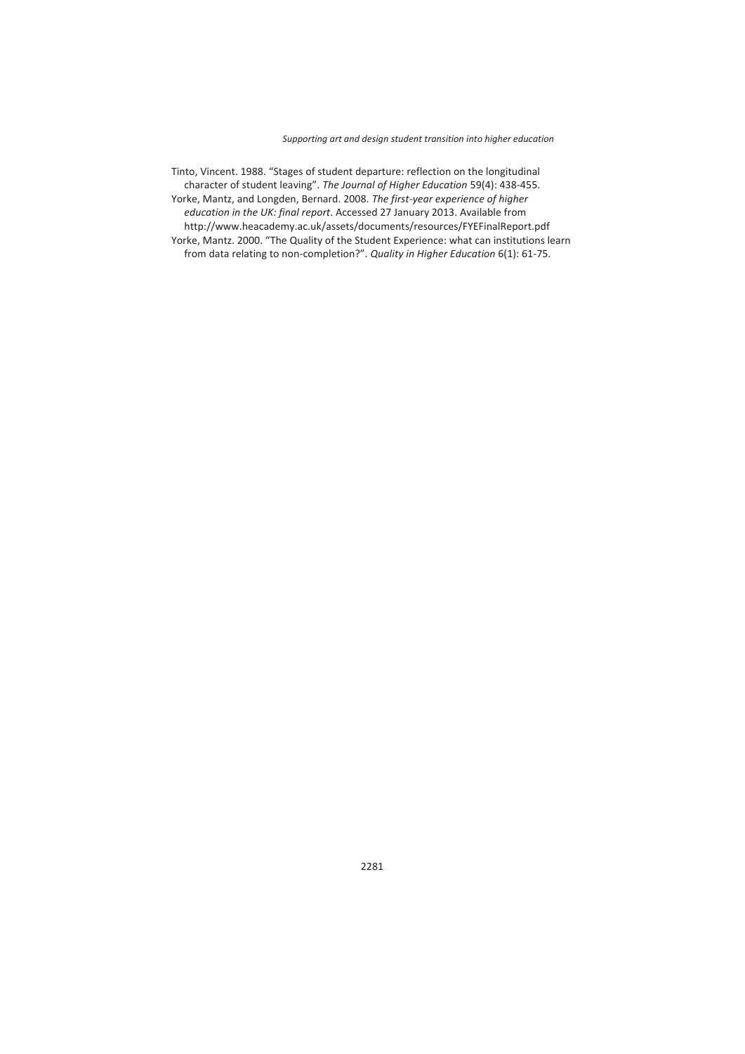Tinto, Vincent. 1988. “Stages of student departure: reflection on the longitudinal character of student leaving”. *The Journal of Higher Education* 59(4): 438-455.

Yorke, Mantz, and Longden, Bernard. 2008. *The first-year experience of higher education in the UK: final report*. Accessed 27 January 2013. Available from http://www.heacademy.ac.uk/assets/documents/resources/FYEFinalReport.pdf

Yorke, Mantz. 2000. “The Quality of the Student Experience: what can institutions learn from data relating to non-completion?”. *Quality in Higher Education* 6(1): 61-75.